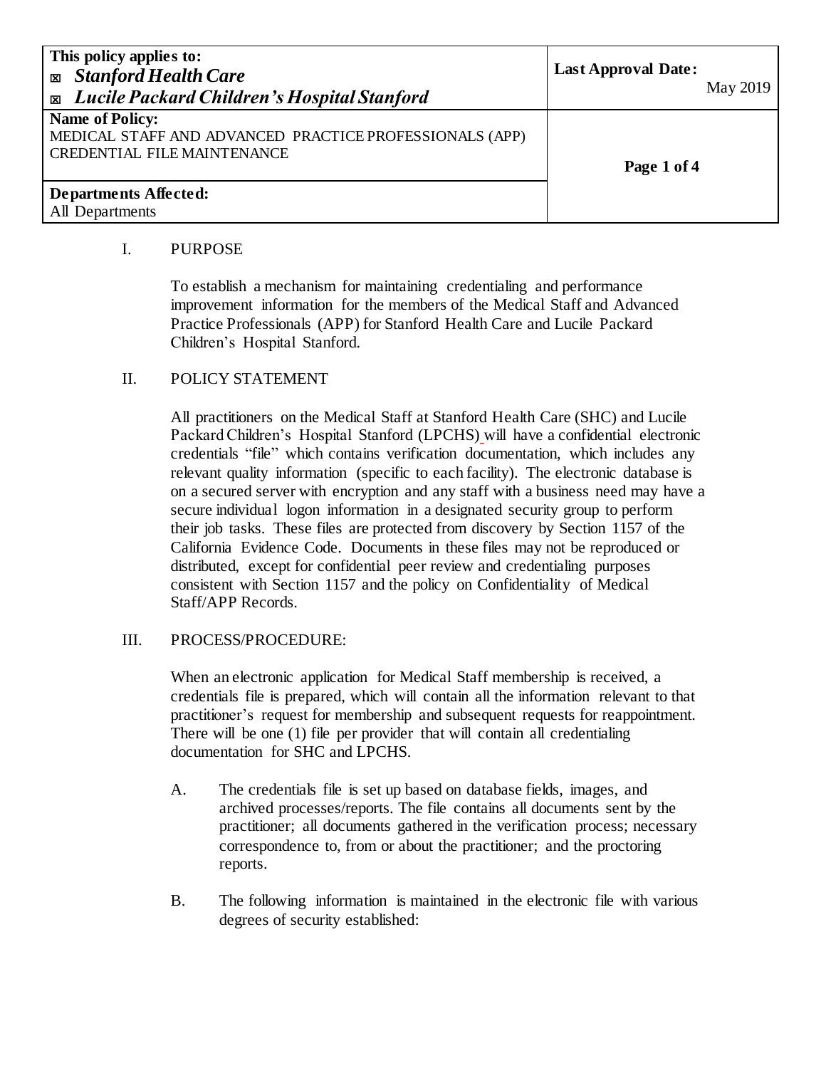| This policy applies to: ☒ *Stanford Health Care* ☒ *Lucile Packard Children's Hospital Stanford* | **Last Approval Date:** May 2019 |
| --- | --- |
| **Name of Policy:** MEDICAL STAFF AND ADVANCED PRACTICE PROFESSIONALS (APP) CREDENTIAL FILE MAINTENANCE | |
| **Departments Affected:** All Departments | |

## I. PURPOSE

To establish a mechanism for maintaining credentialing and performance improvement information for the members of the Medical Staff and Advanced Practice Professionals (APP) for Stanford Health Care and Lucile Packard Children's Hospital Stanford.

## II. POLICY STATEMENT

All practitioners on the Medical Staff at Stanford Health Care (SHC) and Lucile Packard Children's Hospital Stanford (LPCHS) will have a confidential electronic credentials "file" which contains verification documentation, which includes any relevant quality information (specific to each facility). The electronic database is on a secured server with encryption and any staff with a business need may have a secure individual logon information in a designated security group to perform their job tasks. These files are protected from discovery by Section 1157 of the California Evidence Code. Documents in these files may not be reproduced or distributed, except for confidential peer review and credentialing purposes consistent with Section 1157 and the policy on Confidentiality of Medical Staff/APP Records.

## III. PROCESS/PROCEDURE:

When an electronic application for Medical Staff membership is received, a credentials file is prepared, which will contain all the information relevant to that practitioner's request for membership and subsequent requests for reappointment. There will be one (1) file per provider that will contain all credentialing documentation for SHC and LPCHS.

A. The credentials file is set up based on database fields, images, and archived processes/reports. The file contains all documents sent by the practitioner; all documents gathered in the verification process; necessary correspondence to, from or about the practitioner; and the proctoring reports.

B. The following information is maintained in the electronic file with various degrees of security established: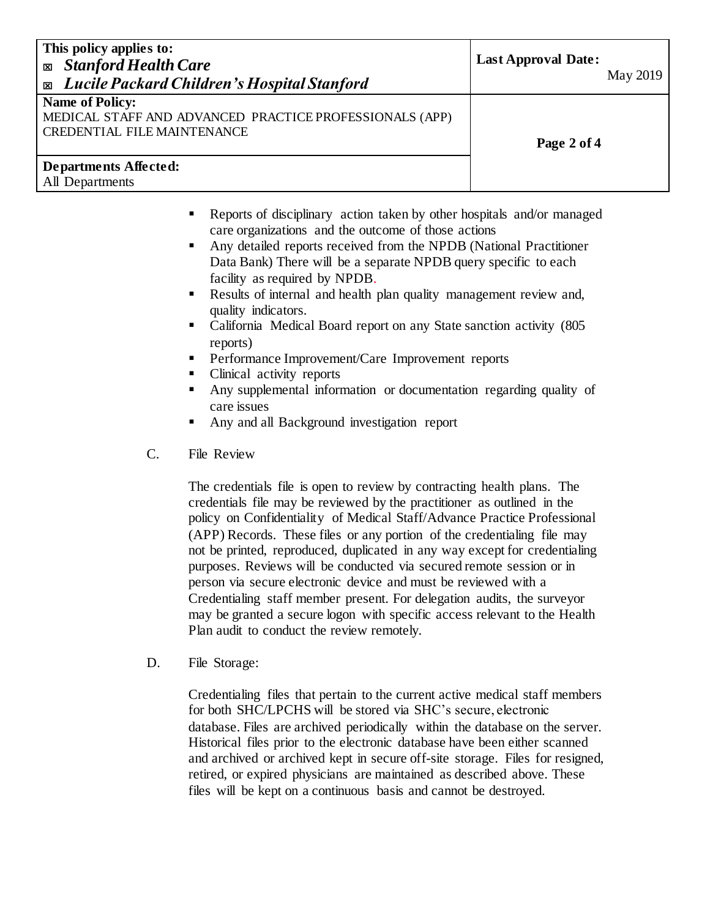- Reports of disciplinary action taken by other hospitals and/or managed care organizations and the outcome of those actions
- Any detailed reports received from the NPDB (National Practitioner Data Bank) There will be a separate NPDB query specific to each facility as required by NPDB.
- Results of internal and health plan quality management review and, quality indicators.
- California Medical Board report on any State sanction activity (805 reports)
- Performance Improvement/Care Improvement reports
- Clinical activity reports
- Any supplemental information or documentation regarding quality of care issues
- Any and all Background investigation report

C. File Review

The credentials file is open to review by contracting health plans. The credentials file may be reviewed by the practitioner as outlined in the policy on Confidentiality of Medical Staff/Advance Practice Professional (APP) Records. These files or any portion of the credentialing file may not be printed, reproduced, duplicated in any way except for credentialing purposes. Reviews will be conducted via secured remote session or in person via secure electronic device and must be reviewed with a Credentialing staff member present. For delegation audits, the surveyor may be granted a secure logon with specific access relevant to the Health Plan audit to conduct the review remotely.

D. File Storage:

Credentialing files that pertain to the current active medical staff members for both SHC/LPCHS will be stored via SHC's secure, electronic database. Files are archived periodically within the database on the server. Historical files prior to the electronic database have been either scanned and archived or archived kept in secure off-site storage. Files for resigned, retired, or expired physicians are maintained as described above. These files will be kept on a continuous basis and cannot be destroyed.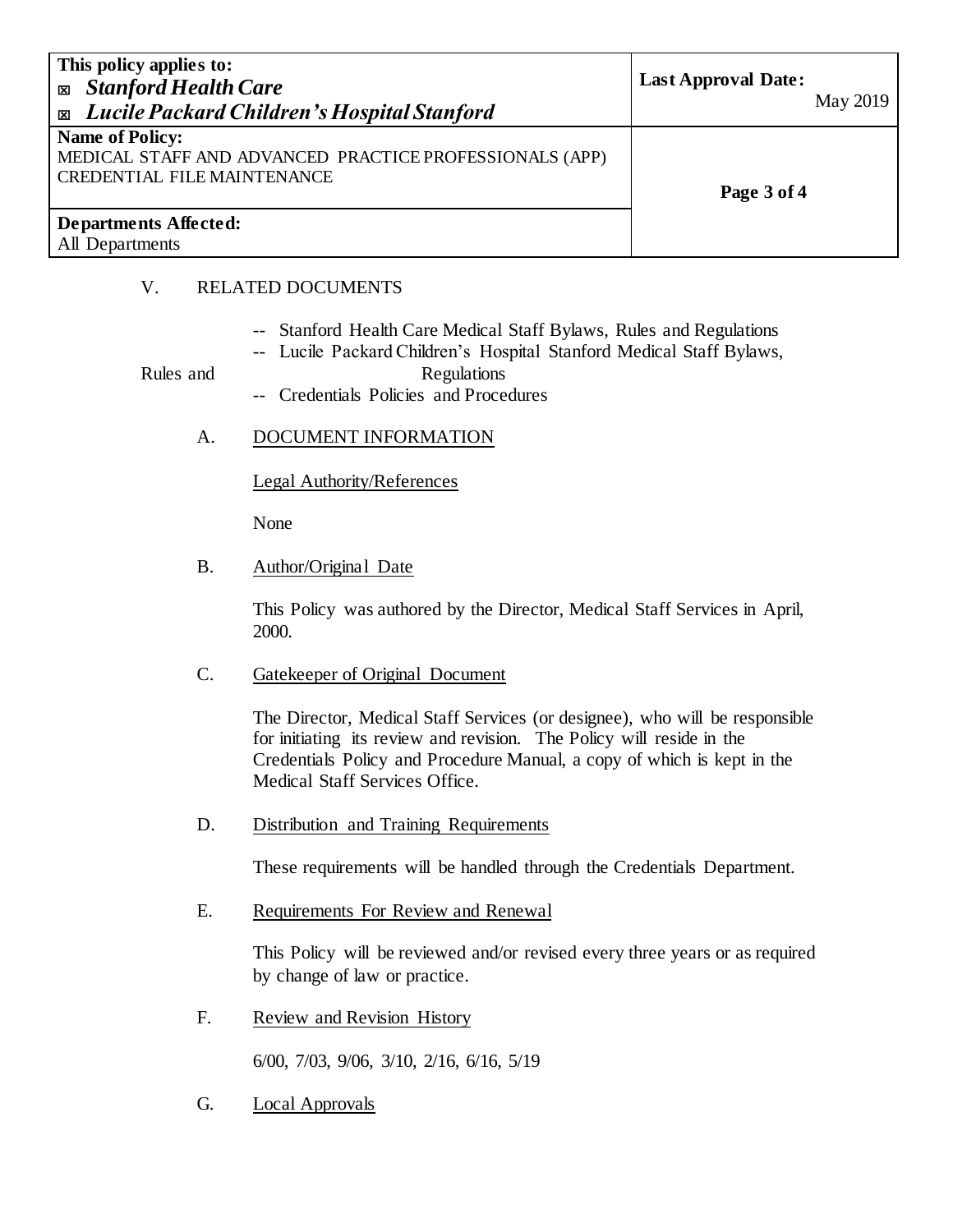V. RELATED DOCUMENTS

- -- Stanford Health Care Medical Staff Bylaws, Rules and Regulations
- -- Lucile Packard Children's Hospital Stanford Medical Staff Bylaws, Rules and Regulations
- -- Credentials Policies and Procedures

A. DOCUMENT INFORMATION

Legal Authority/References

None

B. Author/Original Date

This Policy was authored by the Director, Medical Staff Services in April, 2000.

C. Gatekeeper of Original Document

The Director, Medical Staff Services (or designee), who will be responsible for initiating its review and revision. The Policy will reside in the Credentials Policy and Procedure Manual, a copy of which is kept in the Medical Staff Services Office.

D. Distribution and Training Requirements

These requirements will be handled through the Credentials Department.

E. Requirements For Review and Renewal

This Policy will be reviewed and/or revised every three years or as required by change of law or practice.

F. Review and Revision History

6/00, 7/03, 9/06, 3/10, 2/16, 6/16, 5/19

G. Local Approvals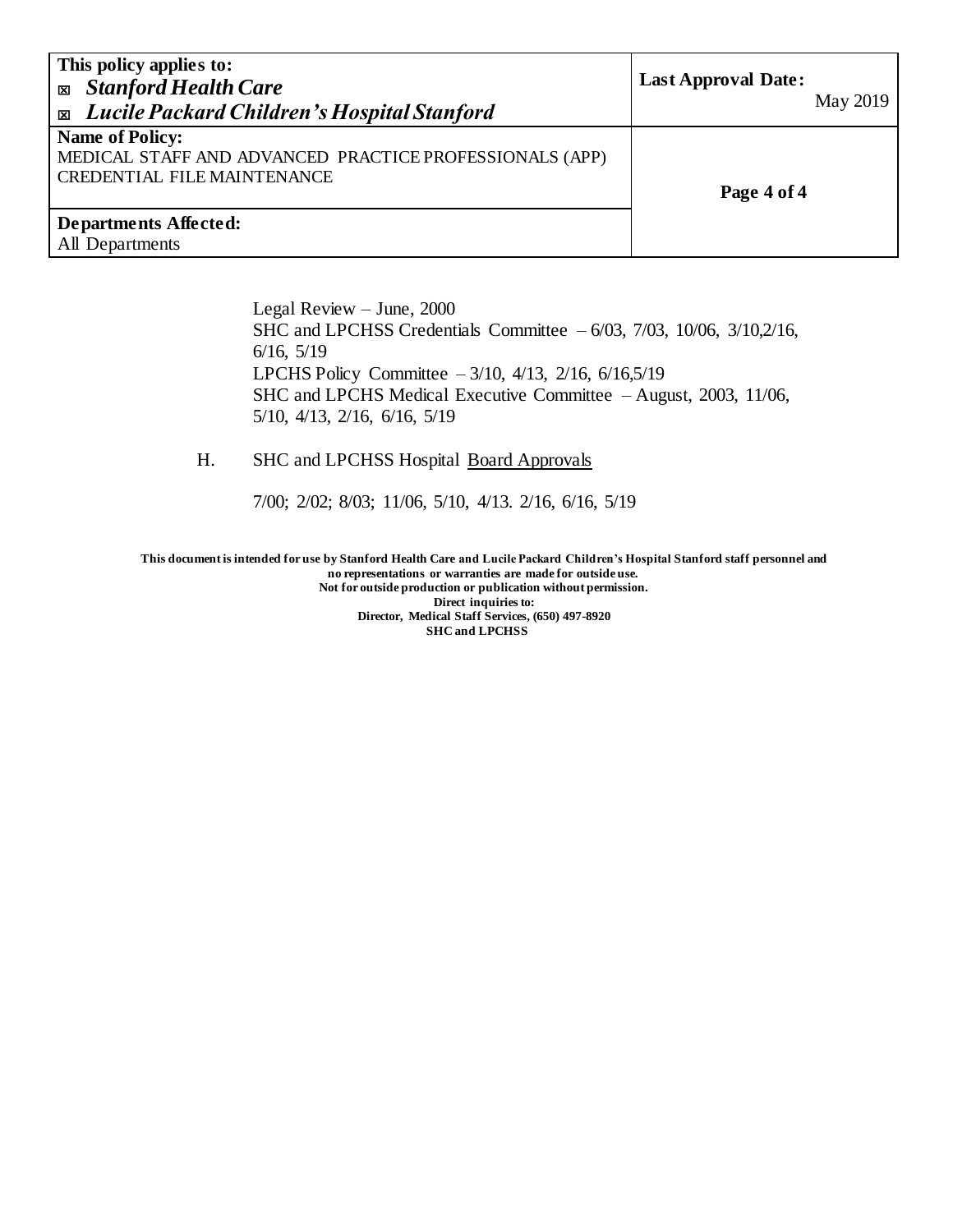Legal Review – June, 2000
SHC and LPCHSS Credentials Committee – 6/03, 7/03, 10/06, 3/10,2/16, 6/16, 5/19
LPCHS Policy Committee – 3/10, 4/13, 2/16, 6/16,5/19
SHC and LPCHS Medical Executive Committee – August, 2003, 11/06, 5/10, 4/13, 2/16, 6/16, 5/19

H. SHC and LPCHSS Hospital Board Approvals

7/00; 2/02; 8/03; 11/06, 5/10, 4/13. 2/16, 6/16, 5/19

**This document is intended for use by Stanford Health Care and Lucile Packard Children's Hospital Stanford staff personnel and no representations or warranties are made for outside use.**
**Not for outside production or publication without permission.**
**Direct inquiries to:**
**Director, Medical Staff Services, (650) 497-8920**
**SHC and LPCHSS**